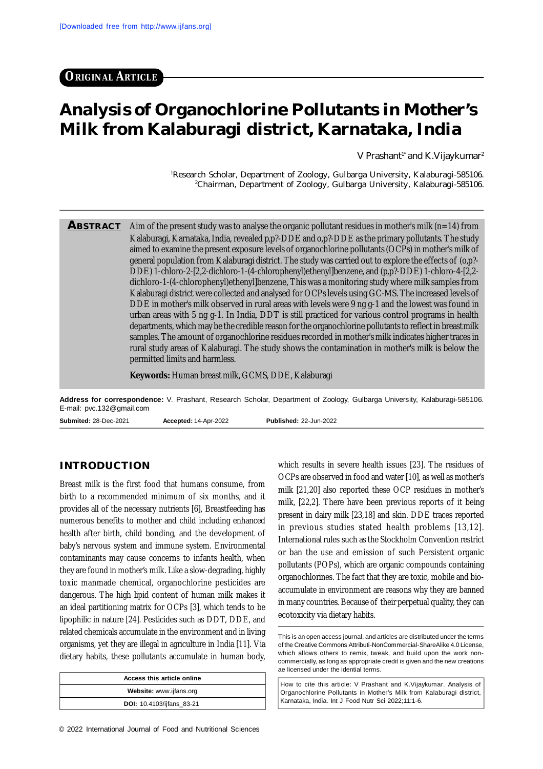[Downloaded free from http://www.ijfans.org]

**ORIGINAL ARTICLE**

# Analysis of Organochlorine Pollutants in Mother's Milk from Kalaburagi district, Karnataka, India

V Prashant[1*] and K.Vijaykumar[2]

[1]Research Scholar, Department of Zoology, Gulbarga University, Kalaburagi-585106.
[2]Chairman, Department of Zoology, Gulbarga University, Kalaburagi-585106.

**ABSTRACT** Aim of the present study was to analyse the organic pollutant residues in mother's milk (n=14) from Kalaburagi, Karnataka, India, revealed p,p?-DDE and o,p?-DDE as the primary pollutants. The study aimed to examine the present exposure levels of organochlorine pollutants (OCPs) in mother's milk of general population from Kalaburagi district. The study was carried out to explore the effects of (o,p?-DDE) 1-chloro-2-[2,2-dichloro-1-(4-chlorophenyl)ethenyl]benzene, and (p,p?-DDE) 1-chloro-4-[2,2-dichloro-1-(4-chlorophenyl)ethenyl]benzene, This was a monitoring study where milk samples from Kalaburagi district were collected and analysed for OCPs levels using GC-MS. The increased levels of DDE in mother's milk observed in rural areas with levels were 9 ng g-1 and the lowest was found in urban areas with 5 ng g-1. In India, DDT is still practiced for various control programs in health departments, which may be the credible reason for the organochlorine pollutants to reflect in breast milk samples. The amount of organochlorine residues recorded in mother's milk indicates higher traces in rural study areas of Kalaburagi. The study shows the contamination in mother's milk is below the permitted limits and harmless.

**Keywords:** Human breast milk, GCMS, DDE, Kalaburagi

**Address for correspondence:** V. Prashant, Research Scholar, Department of Zoology, Gulbarga University, Kalaburagi-585106. E-mail: pvc.132@gmail.com

**Submited:** 28-Dec-2021 **Accepted:** 14-Apr-2022 **Published:** 22-Jun-2022

## INTRODUCTION

Breast milk is the first food that humans consume, from birth to a recommended minimum of six months, and it provides all of the necessary nutrients [6], Breastfeeding has numerous benefits to mother and child including enhanced health after birth, child bonding, and the development of baby's nervous system and immune system. Environmental contaminants may cause concerns to infants health, when they are found in mother's milk. Like a slow-degrading, highly toxic manmade chemical, organochlorine pesticides are dangerous. The high lipid content of human milk makes it an ideal partitioning matrix for OCPs [3], which tends to be lipophilic in nature [24]. Pesticides such as DDT, DDE, and related chemicals accumulate in the environment and in living organisms, yet they are illegal in agriculture in India [11]. Via dietary habits, these pollutants accumulate in human body, which results in severe health issues [23]. The residues of OCPs are observed in food and water [10], as well as mother's milk [21,20] also reported these OCP residues in mother's milk, [22,2]. There have been previous reports of it being present in dairy milk [23,18] and skin. DDE traces reported in previous studies stated health problems [13,12]. International rules such as the Stockholm Convention restrict or ban the use and emission of such Persistent organic pollutants (POPs), which are organic compounds containing organochlorines. The fact that they are toxic, mobile and bio-accumulate in environment are reasons why they are banned in many countries. Because of their perpetual quality, they can ecotoxicity via dietary habits.

| Access this article online |
|---|
| **Website:** www.ijfans.org |
| **DOI:** 10.4103/ijfans_83-21 |

This is an open access journal, and articles are distributed under the terms of the Creative Commons Attributi-NonCommercial-ShareAlike 4.0 License, which allows others to remix, tweak, and build upon the work non-commercially, as long as appropriate credit is given and the new creations ae licensed under the idential terms.

How to cite this article: V Prashant and K.Vijaykumar. Analysis of Organochlorine Pollutants in Mother's Milk from Kalaburagi district, Karnataka, India. Int J Food Nutr Sci 2022;11:1-6.

© 2022 International Journal of Food and Nutritional Sciences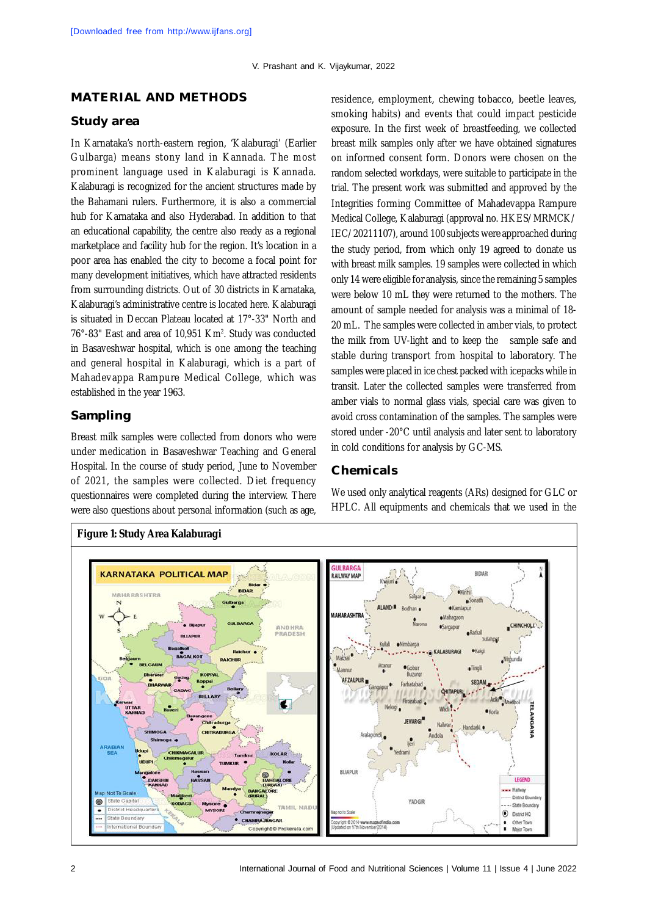## MATERIAL AND METHODS

### Study area

In Karnataka's north-eastern region, 'Kalaburagi' (Earlier Gulbarga) means stony land in Kannada. The most prominent language used in Kalaburagi is Kannada. Kalaburagi is recognized for the ancient structures made by the Bahamani rulers. Furthermore, it is also a commercial hub for Karnataka and also Hyderabad. In addition to that an educational capability, the centre also ready as a regional marketplace and facility hub for the region. It's location in a poor area has enabled the city to become a focal point for many development initiatives, which have attracted residents from surrounding districts. Out of 30 districts in Karnataka, Kalaburagi's administrative centre is located here. Kalaburagi is situated in Deccan Plateau located at 17°-33" North and 76°-83" East and area of 10,951 Km$^2$. Study was conducted in Basaveshwar hospital, which is one among the teaching and general hospital in Kalaburagi, which is a part of Mahadevappa Rampure Medical College, which was established in the year 1963.

### Sampling

Breast milk samples were collected from donors who were under medication in Basaveshwar Teaching and General Hospital. In the course of study period, June to November of 2021, the samples were collected. Diet frequency questionnaires were completed during the interview. There were also questions about personal information (such as age, residence, employment, chewing tobacco, beetle leaves, smoking habits) and events that could impact pesticide exposure. In the first week of breastfeeding, we collected breast milk samples only after we have obtained signatures on informed consent form. Donors were chosen on the random selected workdays, were suitable to participate in the trial. The present work was submitted and approved by the Integrities forming Committee of Mahadevappa Rampure Medical College, Kalaburagi (approval no. HKES/MRMCK/IEC/20211107), around 100 subjects were approached during the study period, from which only 19 agreed to donate us with breast milk samples. 19 samples were collected in which only 14 were eligible for analysis, since the remaining 5 samples were below 10 mL they were returned to the mothers. The amount of sample needed for analysis was a minimal of 18-20 mL. The samples were collected in amber vials, to protect the milk from UV-light and to keep the sample safe and stable during transport from hospital to laboratory. The samples were placed in ice chest packed with icepacks while in transit. Later the collected samples were transferred from amber vials to normal glass vials, special care was given to avoid cross contamination of the samples. The samples were stored under -20°C until analysis and later sent to laboratory in cold conditions for analysis by GC-MS.

### Chemicals

We used only analytical reagents (ARs) designed for GLC or HPLC. All equipments and chemicals that we used in the

**Figure 1: Study Area Kalaburagi**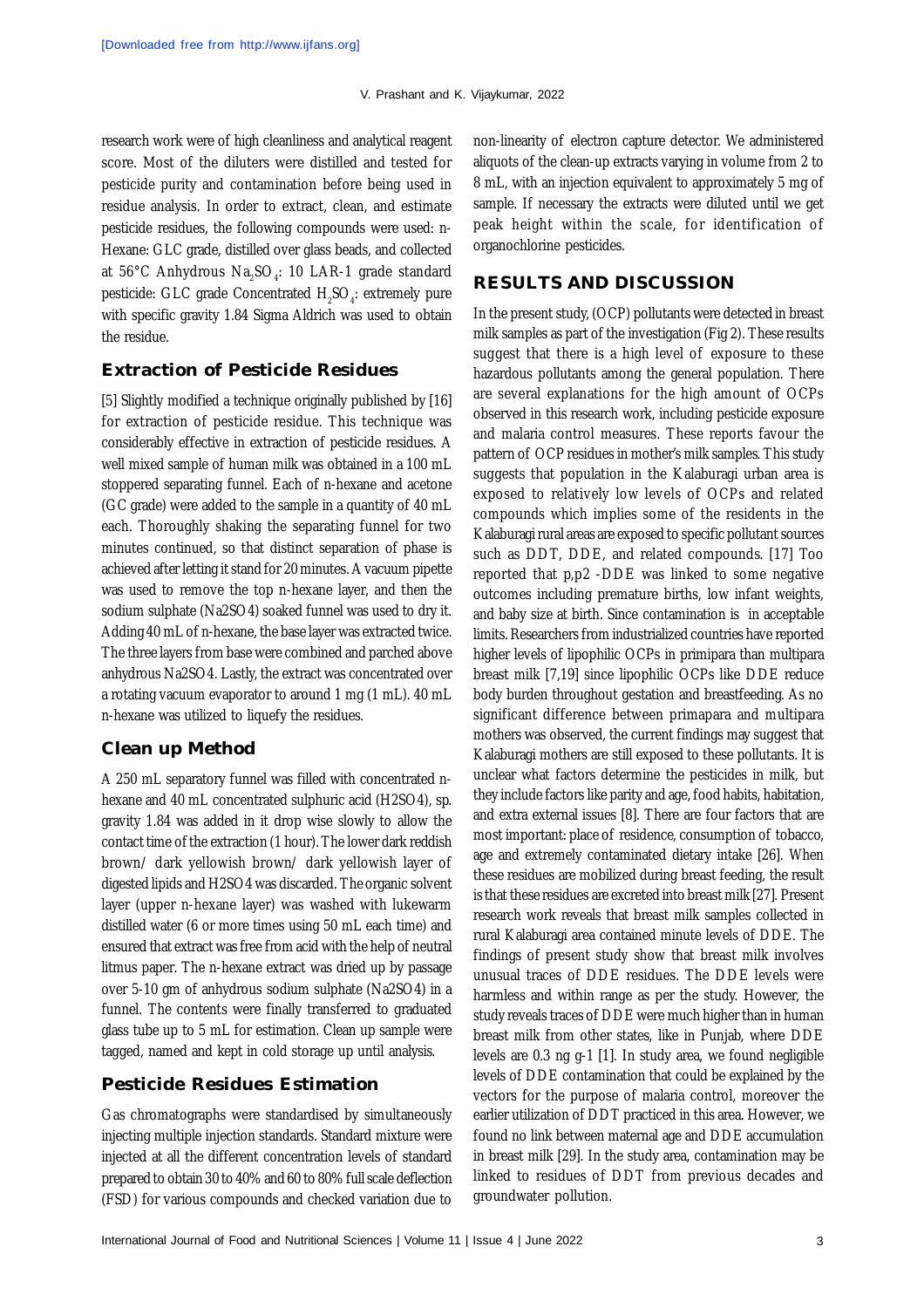research work were of high cleanliness and analytical reagent score. Most of the diluters were distilled and tested for pesticide purity and contamination before being used in residue analysis. In order to extract, clean, and estimate pesticide residues, the following compounds were used: n-Hexane: GLC grade, distilled over glass beads, and collected at 56°C Anhydrous $Na_2SO_4$: 10 LAR-1 grade standard pesticide: GLC grade Concentrated $H_2SO_4$: extremely pure with specific gravity 1.84 Sigma Aldrich was used to obtain the residue.

## Extraction of Pesticide Residues

[5] Slightly modified a technique originally published by [16] for extraction of pesticide residue. This technique was considerably effective in extraction of pesticide residues. A well mixed sample of human milk was obtained in a 100 mL stoppered separating funnel. Each of n-hexane and acetone (GC grade) were added to the sample in a quantity of 40 mL each. Thoroughly shaking the separating funnel for two minutes continued, so that distinct separation of phase is achieved after letting it stand for 20 minutes. A vacuum pipette was used to remove the top n-hexane layer, and then the sodium sulphate (Na2SO4) soaked funnel was used to dry it. Adding 40 mL of n-hexane, the base layer was extracted twice. The three layers from base were combined and parched above anhydrous Na2SO4. Lastly, the extract was concentrated over a rotating vacuum evaporator to around 1 mg (1 mL). 40 mL n-hexane was utilized to liquefy the residues.

## Clean up Method

A 250 mL separatory funnel was filled with concentrated n-hexane and 40 mL concentrated sulphuric acid (H2SO4), sp. gravity 1.84 was added in it drop wise slowly to allow the contact time of the extraction (1 hour). The lower dark reddish brown/ dark yellowish brown/ dark yellowish layer of digested lipids and H2SO4 was discarded. The organic solvent layer (upper n-hexane layer) was washed with lukewarm distilled water (6 or more times using 50 mL each time) and ensured that extract was free from acid with the help of neutral litmus paper. The n-hexane extract was dried up by passage over 5-10 gm of anhydrous sodium sulphate (Na2SO4) in a funnel. The contents were finally transferred to graduated glass tube up to 5 mL for estimation. Clean up sample were tagged, named and kept in cold storage up until analysis.

## Pesticide Residues Estimation

Gas chromatographs were standardised by simultaneously injecting multiple injection standards. Standard mixture were injected at all the different concentration levels of standard prepared to obtain 30 to 40% and 60 to 80% full scale deflection (FSD) for various compounds and checked variation due to non-linearity of electron capture detector. We administered aliquots of the clean-up extracts varying in volume from 2 to 8 mL, with an injection equivalent to approximately 5 mg of sample. If necessary the extracts were diluted until we get peak height within the scale, for identification of organochlorine pesticides.

# RESULTS AND DISCUSSION

In the present study, (OCP) pollutants were detected in breast milk samples as part of the investigation (Fig 2). These results suggest that there is a high level of exposure to these hazardous pollutants among the general population. There are several explanations for the high amount of OCPs observed in this research work, including pesticide exposure and malaria control measures. These reports favour the pattern of OCP residues in mother's milk samples. This study suggests that population in the Kalaburagi urban area is exposed to relatively low levels of OCPs and related compounds which implies some of the residents in the Kalaburagi rural areas are exposed to specific pollutant sources such as DDT, DDE, and related compounds. [17] Too reported that p,p2 -DDE was linked to some negative outcomes including premature births, low infant weights, and baby size at birth. Since contamination is in acceptable limits. Researchers from industrialized countries have reported higher levels of lipophilic OCPs in primipara than multipara breast milk [7,19] since lipophilic OCPs like DDE reduce body burden throughout gestation and breastfeeding. As no significant difference between primapara and multipara mothers was observed, the current findings may suggest that Kalaburagi mothers are still exposed to these pollutants. It is unclear what factors determine the pesticides in milk, but they include factors like parity and age, food habits, habitation, and extra external issues [8]. There are four factors that are most important: place of residence, consumption of tobacco, age and extremely contaminated dietary intake [26]. When these residues are mobilized during breast feeding, the result is that these residues are excreted into breast milk [27]. Present research work reveals that breast milk samples collected in rural Kalaburagi area contained minute levels of DDE. The findings of present study show that breast milk involves unusual traces of DDE residues. The DDE levels were harmless and within range as per the study. However, the study reveals traces of DDE were much higher than in human breast milk from other states, like in Punjab, where DDE levels are 0.3 ng g-1 [1]. In study area, we found negligible levels of DDE contamination that could be explained by the vectors for the purpose of malaria control, moreover the earlier utilization of DDT practiced in this area. However, we found no link between maternal age and DDE accumulation in breast milk [29]. In the study area, contamination may be linked to residues of DDT from previous decades and groundwater pollution.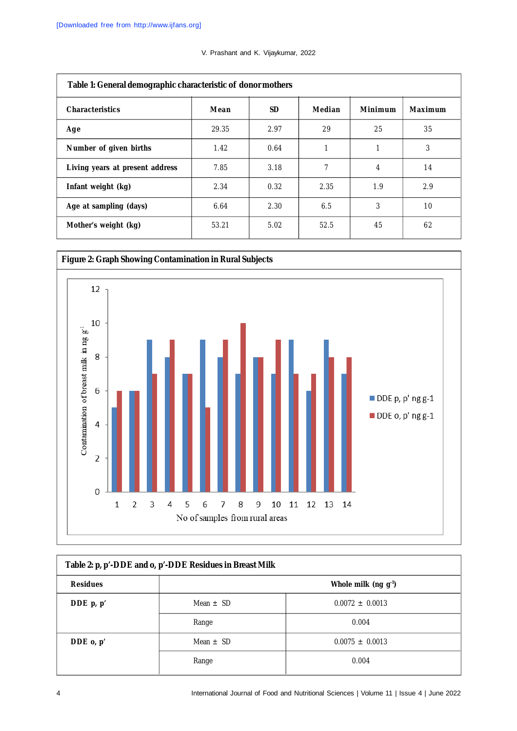**Table 1: General demographic characteristic of donor mothers**

| Characteristics | Mean | SD | Median | Minimum | Maximum |
|---|---|---|---|---|---|
| Age | 29.35 | 2.97 | 29 | 25 | 35 |
| Number of given births | 1.42 | 0.64 | 1 | 1 | 3 |
| Living years at present address | 7.85 | 3.18 | 7 | 4 | 14 |
| Infant weight (kg) | 2.34 | 0.32 | 2.35 | 1.9 | 2.9 |
| Age at sampling (days) | 6.64 | 2.30 | 6.5 | 3 | 10 |
| Mother's weight (kg) | 53.21 | 5.02 | 52.5 | 45 | 62 |

**Figure 2: Graph Showing Contamination in Rural Subjects**

| No of samples from rural areas | DDE p, p' ng g-1 | DDE o, p' ng g-1 |
|---|---|---|
| 1 | 5 | 6 |
| 2 | 6 | 6 |
| 3 | 9 | 7 |
| 4 | 8 | 9 |
| 5 | 7 | 7 |
| 6 | 9 | 5 |
| 7 | 8 | 9 |
| 8 | 7 | 10 |
| 9 | 8 | 8 |
| 10 | 7 | 9 |
| 11 | 9 | 7 |
| 12 | 6 | 7 |
| 13 | 9 | 8 |
| 14 | 7 | 8 |

Y-axis: Contamination of breast milk in ng $g^{-1}$

**Table 2: p, p′-DDE and o, p′-DDE Residues in Breast Milk**

| Residues | | Whole milk (ng $g^{-1}$) |
|---|---|---|
| DDE p, p′ | Mean ± SD | 0.0072 ± 0.0013 |
| | Range | 0.004 |
| DDE o, p′ | Mean ± SD | 0.0075 ± 0.0013 |
| | Range | 0.004 |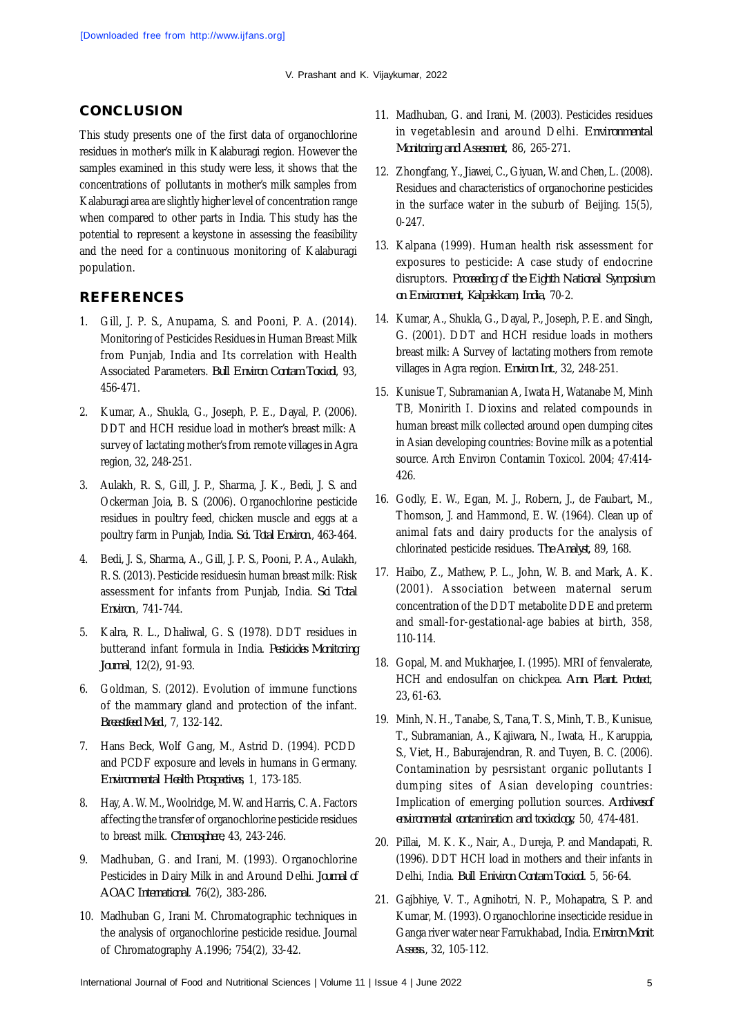## CONCLUSION

This study presents one of the first data of organochlorine residues in mother's milk in Kalaburagi region. However the samples examined in this study were less, it shows that the concentrations of pollutants in mother's milk samples from Kalaburagi area are slightly higher level of concentration range when compared to other parts in India. This study has the potential to represent a keystone in assessing the feasibility and the need for a continuous monitoring of Kalaburagi population.

## REFERENCES

1. Gill, J. P. S., Anupama, S. and Pooni, P. A. (2014). Monitoring of Pesticides Residues in Human Breast Milk from Punjab, India and Its correlation with Health Associated Parameters. *Bull Environ Contam Toxicol*, 93, 456-471.
2. Kumar, A., Shukla, G., Joseph, P. E., Dayal, P. (2006). DDT and HCH residue load in mother's breast milk: A survey of lactating mother's from remote villages in Agra region, 32, 248-251.
3. Aulakh, R. S., Gill, J. P., Sharma, J. K., Bedi, J. S. and Ockerman Joia, B. S. (2006). Organochlorine pesticide residues in poultry feed, chicken muscle and eggs at a poultry farm in Punjab, India. *Sci. Total Environ*, 463-464.
4. Bedi, J. S., Sharma, A., Gill, J. P. S., Pooni, P. A., Aulakh, R. S. (2013). Pesticide residuesin human breast milk: Risk assessment for infants from Punjab, India. *Sci Total Environ*, 741-744.
5. Kalra, R. L., Dhaliwal, G. S. (1978). DDT residues in butterand infant formula in India. *Pesticides Monitoring Journal*, 12(2), 91-93.
6. Goldman, S. (2012). Evolution of immune functions of the mammary gland and protection of the infant. *Breastfeed Med*, 7, 132-142.
7. Hans Beck, Wolf Gang, M., Astrid D. (1994). PCDD and PCDF exposure and levels in humans in Germany. *Environmental Health Prospetives,* 1, 173-185.
8. Hay, A. W. M., Woolridge, M. W. and Harris, C. A. Factors affecting the transfer of organochlorine pesticide residues to breast milk. *Chemosphere,* 43, 243-246.
9. Madhuban, G. and Irani, M. (1993). Organochlorine Pesticides in Dairy Milk in and Around Delhi. *Journal of AOAC International*. 76(2), 383-286.
10. Madhuban G, Irani M. Chromatographic techniques in the analysis of organochlorine pesticide residue. Journal of Chromatography A.1996; 754(2), 33-42.
11. Madhuban, G. and Irani, M. (2003). Pesticides residues in vegetablesin and around Delhi. *Environmental Monitoring and Assesment*, 86, 265-271.
12. Zhongfang, Y., Jiawei, C., Giyuan, W. and Chen, L. (2008). Residues and characteristics of organochorine pesticides in the surface water in the suburb of Beijing. 15(5), 0-247.
13. Kalpana (1999). Human health risk assessment for exposures to pesticide: A case study of endocrine disruptors. *Proceeding of the Eighth National Symposium on Environment, Kalpakkam, India,* 70-2.
14. Kumar, A., Shukla, G., Dayal, P., Joseph, P. E. and Singh, G. (2001). DDT and HCH residue loads in mothers breast milk: A Survey of lactating mothers from remote villages in Agra region. *Environ Int.*, 32, 248-251.
15. Kunisue T, Subramanian A, Iwata H, Watanabe M, Minh TB, Monirith I. Dioxins and related compounds in human breast milk collected around open dumping cites in Asian developing countries: Bovine milk as a potential source. Arch Environ Contamin Toxicol. 2004; 47:414-426.
16. Godly, E. W., Egan, M. J., Robern, J., de Faubart, M., Thomson, J. and Hammond, E. W. (1964). Clean up of animal fats and dairy products for the analysis of chlorinated pesticide residues. *The Analyst*, 89, 168.
17. Haibo, Z., Mathew, P. L., John, W. B. and Mark, A. K. (2001). Association between maternal serum concentration of the DDT metabolite DDE and preterm and small-for-gestational-age babies at birth, 358, 110-114.
18. Gopal, M. and Mukharjee, I. (1995). MRI of fenvalerate, HCH and endosulfan on chickpea. *Ann. Plant. Protect*, 23, 61-63.
19. Minh, N. H., Tanabe, S., Tana, T. S., Minh, T. B., Kunisue, T., Subramanian, A., Kajiwara, N., Iwata, H., Karuppia, S., Viet, H., Baburajendran, R. and Tuyen, B. C. (2006). Contamination by pesrsistant organic pollutants I dumping sites of Asian developing countries: Implication of emerging pollution sources. *Archives of environmental contamination and toxicology*, 50, 474-481.
20. Pillai, M. K. K., Nair, A., Dureja, P. and Mandapati, R. (1996). DDT HCH load in mothers and their infants in Delhi, India. *Bull Enivironn Contam Toxicol*. 5, 56-64.
21. Gajbhiye, V. T., Agnihotri, N. P., Mohapatra, S. P. and Kumar, M. (1993). Organochlorine insecticide residue in Ganga river water near Farrukhabad, India. *Environ Monit Assess*, 32, 105-112.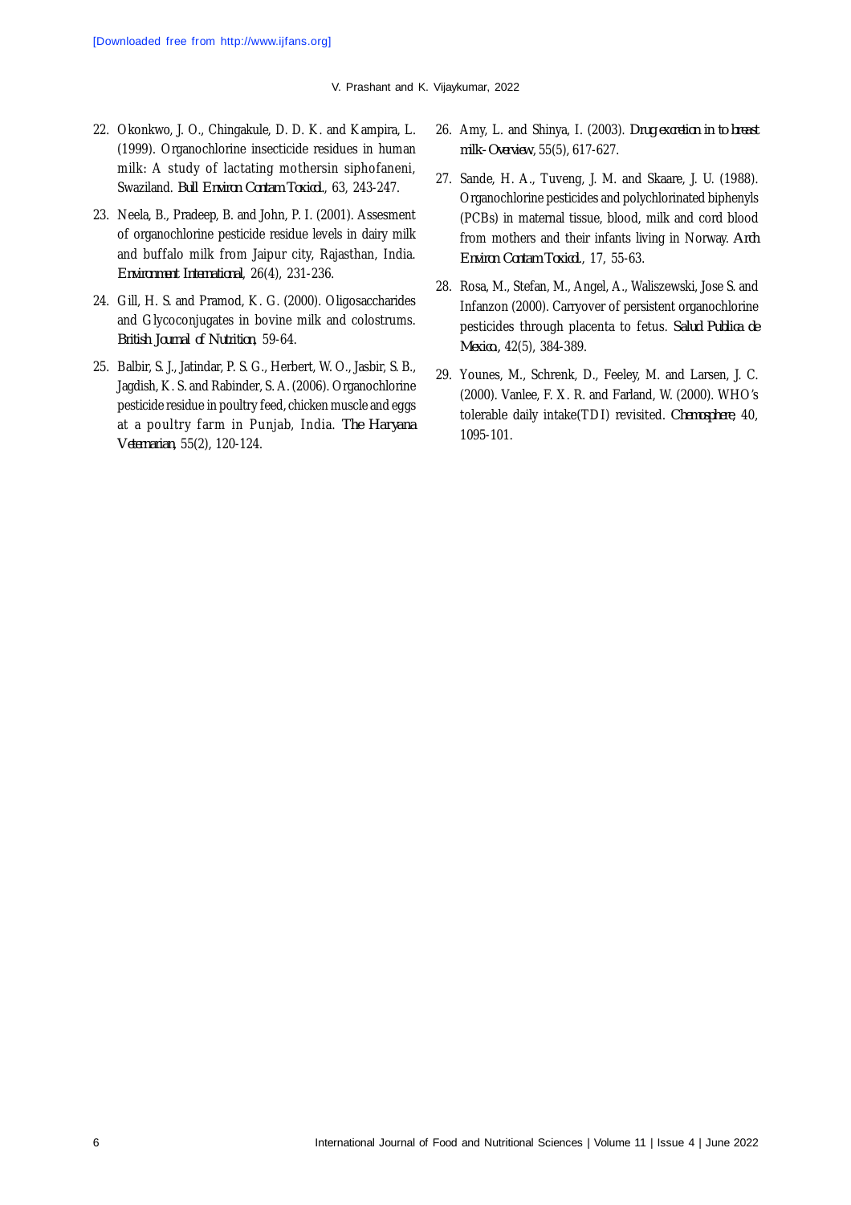22. Okonkwo, J. O., Chingakule, D. D. K. and Kampira, L. (1999). Organochlorine insecticide residues in human milk: A study of lactating mothersin siphofaneni, Swaziland. *Bull Environ Contam Toxicol.*, 63, 243-247.

23. Neela, B., Pradeep, B. and John, P. I. (2001). Assesment of organochlorine pesticide residue levels in dairy milk and buffalo milk from Jaipur city, Rajasthan, India. *Environment International*, 26(4), 231-236.

24. Gill, H. S. and Pramod, K. G. (2000). Oligosaccharides and Glycoconjugates in bovine milk and colostrums. *British Journal of Nutrition*, 59-64.

25. Balbir, S. J., Jatindar, P. S. G., Herbert, W. O., Jasbir, S. B., Jagdish, K. S. and Rabinder, S. A. (2006). Organochlorine pesticide residue in poultry feed, chicken muscle and eggs at a poultry farm in Punjab, India. *The Haryana Veternarian*, 55(2), 120-124.

26. Amy, L. and Shinya, I. (2003). *Drug excretion in to breast milk- Overview*, 55(5), 617-627.

27. Sande, H. A., Tuveng, J. M. and Skaare, J. U. (1988). Organochlorine pesticides and polychlorinated biphenyls (PCBs) in maternal tissue, blood, milk and cord blood from mothers and their infants living in Norway. *Arch Environ Contam Toxicol.*, 17, 55-63.

28. Rosa, M., Stefan, M., Angel, A., Waliszewski, Jose S. and Infanzon (2000). Carryover of persistent organochlorine pesticides through placenta to fetus. *Salud Publica de Mexico*, 42(5), 384-389.

29. Younes, M., Schrenk, D., Feeley, M. and Larsen, J. C. (2000). Vanlee, F. X. R. and Farland, W. (2000). WHO's tolerable daily intake(TDI) revisited. *Chemosphere*, 40, 1095-101.